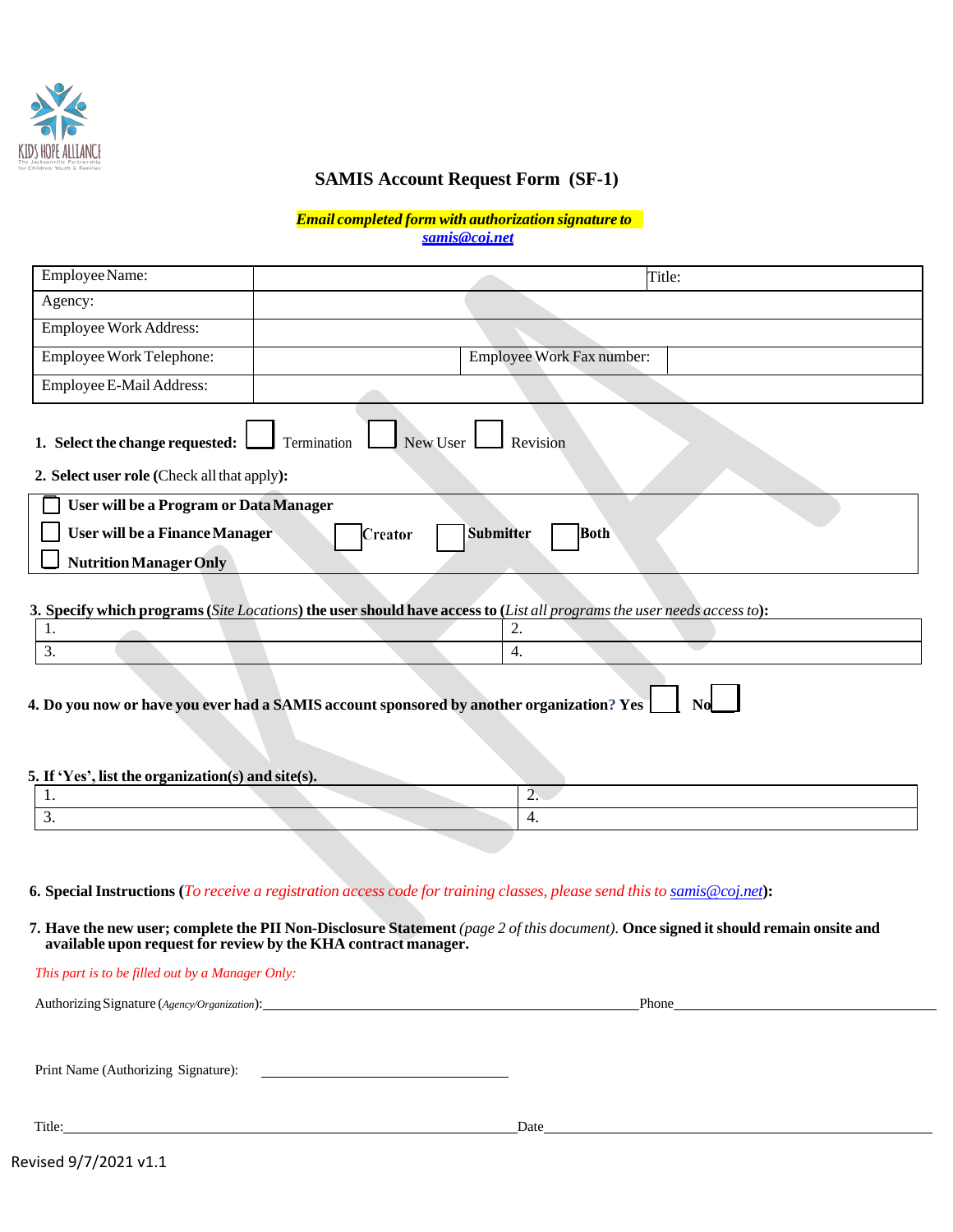KIDS HOPE ALLIANCE
The Jacksonville Partnership for Children, Youth & Families

# SAMIS Account Request Form (SF-1)

***Email completed form with authorization signature to [samis@coj.net](mailto:samis@coj.net)***

| Employee Name: | | Title: |
|---|---|---|
| Agency: | | |
| Employee Work Address: | | |
| Employee Work Telephone: | Employee Work Fax number: | |
| Employee E-Mail Address: | | |

**1. Select the change requested:** ☐ Termination ☐ New User ☐ Revision

**2. Select user role (**Check all that apply**):**

☐ **User will be a Program or Data Manager**

☐ **User will be a Finance Manager** ☐ Creator ☐ **Submitter** ☐ **Both**

☐ **Nutrition Manager Only**

**3. Specify which programs (***Site Locations***) the user should have access to (***List all programs the user needs access to***):**

| 1. | 2. |
|---|---|
| 3. | 4. |

**4. Do you now or have you ever had a SAMIS account sponsored by another organization? Yes** ☐ **No** ☐

**5. If 'Yes', list the organization(s) and site(s).**

| 1. | 2. |
|---|---|
| 3. | 4. |

**6. Special Instructions (***To receive a registration access code for training classes, please send this to [samis@coj.net](mailto:samis@coj.net)***):**

**7. Have the new user; complete the PII Non-Disclosure Statement** *(page 2 of this document).* **Once signed it should remain onsite and available upon request for review by the KHA contract manager.**

*This part is to be filled out by a Manager Only:*

Authorizing Signature (*Agency/Organization*):______________________________ Phone______________________

Print Name (Authorizing Signature): ______________________________

Title:______________________________ Date______________________

Revised 9/7/2021 v1.1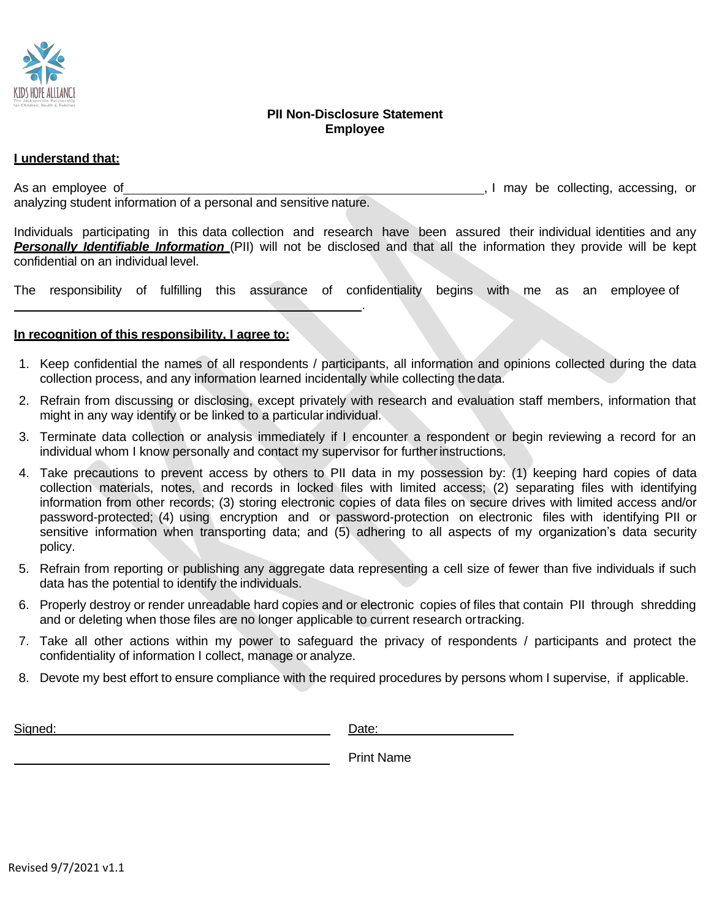**PII Non-Disclosure Statement**
**Employee**

**I understand that:**

As an employee of ______________________________________________, I may be collecting, accessing, or analyzing student information of a personal and sensitive nature.

Individuals participating in this data collection and research have been assured their individual identities and any ***Personally Identifiable Information*** (PII) will not be disclosed and that all the information they provide will be kept confidential on an individual level.

The responsibility of fulfilling this assurance of confidentiality begins with me as an employee of ______________________________________________.

**In recognition of this responsibility, I agree to:**

1. Keep confidential the names of all respondents / participants, all information and opinions collected during the data collection process, and any information learned incidentally while collecting the data.
2. Refrain from discussing or disclosing, except privately with research and evaluation staff members, information that might in any way identify or be linked to a particular individual.
3. Terminate data collection or analysis immediately if I encounter a respondent or begin reviewing a record for an individual whom I know personally and contact my supervisor for further instructions.
4. Take precautions to prevent access by others to PII data in my possession by: (1) keeping hard copies of data collection materials, notes, and records in locked files with limited access; (2) separating files with identifying information from other records; (3) storing electronic copies of data files on secure drives with limited access and/or password-protected; (4) using encryption and or password-protection on electronic files with identifying PII or sensitive information when transporting data; and (5) adhering to all aspects of my organization's data security policy.
5. Refrain from reporting or publishing any aggregate data representing a cell size of fewer than five individuals if such data has the potential to identify the individuals.
6. Properly destroy or render unreadable hard copies and or electronic copies of files that contain PII through shredding and or deleting when those files are no longer applicable to current research or tracking.
7. Take all other actions within my power to safeguard the privacy of respondents / participants and protect the confidentiality of information I collect, manage or analyze.
8. Devote my best effort to ensure compliance with the required procedures by persons whom I supervise, if applicable.

Signed: ______________________________ Date: ____________________

______________________________ Print Name

Revised 9/7/2021 v1.1